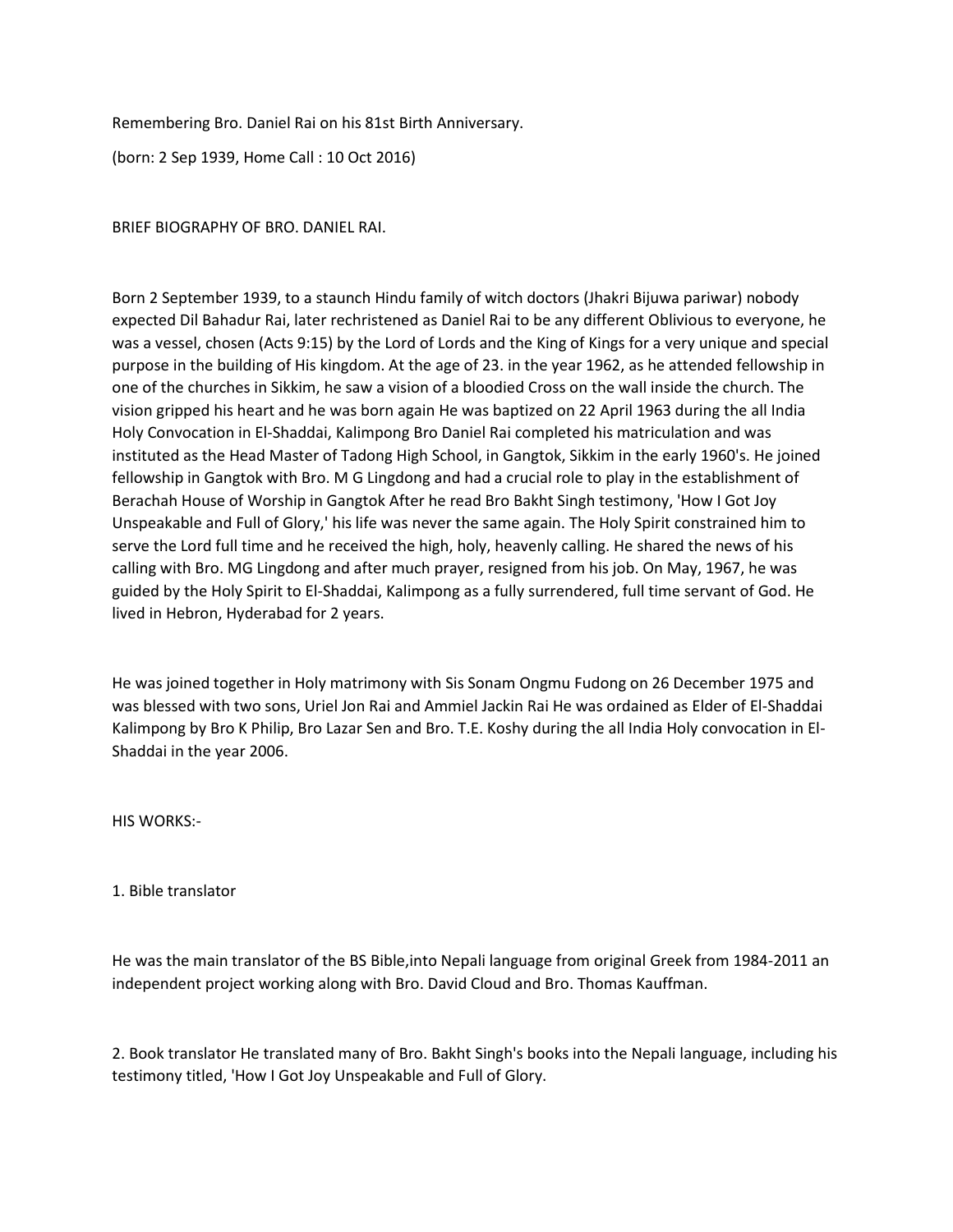Remembering Bro. Daniel Rai on his 81st Birth Anniversary.

(born: 2 Sep 1939, Home Call : 10 Oct 2016)

BRIEF BIOGRAPHY OF BRO. DANIEL RAI.

Born 2 September 1939, to a staunch Hindu family of witch doctors (Jhakri Bijuwa pariwar) nobody expected Dil Bahadur Rai, later rechristened as Daniel Rai to be any different Oblivious to everyone, he was a vessel, chosen (Acts 9:15) by the Lord of Lords and the King of Kings for a very unique and special purpose in the building of His kingdom. At the age of 23. in the year 1962, as he attended fellowship in one of the churches in Sikkim, he saw a vision of a bloodied Cross on the wall inside the church. The vision gripped his heart and he was born again He was baptized on 22 April 1963 during the all India Holy Convocation in El-Shaddai, Kalimpong Bro Daniel Rai completed his matriculation and was instituted as the Head Master of Tadong High School, in Gangtok, Sikkim in the early 1960's. He joined fellowship in Gangtok with Bro. M G Lingdong and had a crucial role to play in the establishment of Berachah House of Worship in Gangtok After he read Bro Bakht Singh testimony, 'How I Got Joy Unspeakable and Full of Glory,' his life was never the same again. The Holy Spirit constrained him to serve the Lord full time and he received the high, holy, heavenly calling. He shared the news of his calling with Bro. MG Lingdong and after much prayer, resigned from his job. On May, 1967, he was guided by the Holy Spirit to El-Shaddai, Kalimpong as a fully surrendered, full time servant of God. He lived in Hebron, Hyderabad for 2 years.

He was joined together in Holy matrimony with Sis Sonam Ongmu Fudong on 26 December 1975 and was blessed with two sons, Uriel Jon Rai and Ammiel Jackin Rai He was ordained as Elder of El-Shaddai Kalimpong by Bro K Philip, Bro Lazar Sen and Bro. T.E. Koshy during the all India Holy convocation in El-Shaddai in the year 2006.

HIS WORKS:-

1. Bible translator

He was the main translator of the BS Bible,into Nepali language from original Greek from 1984-2011 an independent project working along with Bro. David Cloud and Bro. Thomas Kauffman.

2. Book translator He translated many of Bro. Bakht Singh's books into the Nepali language, including his testimony titled, 'How I Got Joy Unspeakable and Full of Glory.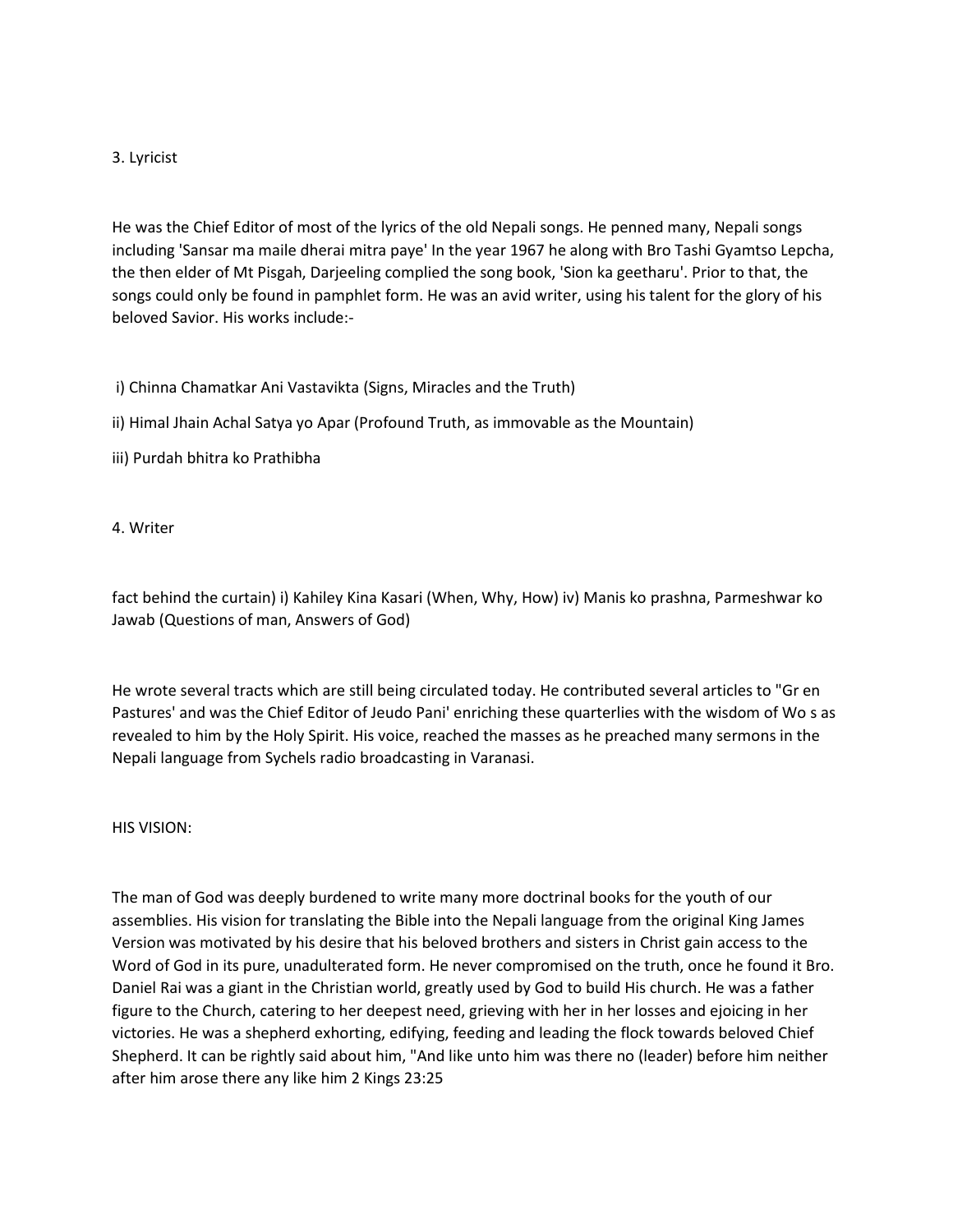3. Lyricist

He was the Chief Editor of most of the lyrics of the old Nepali songs. He penned many, Nepali songs including 'Sansar ma maile dherai mitra paye' In the year 1967 he along with Bro Tashi Gyamtso Lepcha, the then elder of Mt Pisgah, Darjeeling complied the song book, 'Sion ka geetharu'. Prior to that, the songs could only be found in pamphlet form. He was an avid writer, using his talent for the glory of his beloved Savior. His works include:-

i) Chinna Chamatkar Ani Vastavikta (Signs, Miracles and the Truth)

ii) Himal Jhain Achal Satya yo Apar (Profound Truth, as immovable as the Mountain)

iii) Purdah bhitra ko Prathibha

4. Writer

fact behind the curtain) i) Kahiley Kina Kasari (When, Why, How) iv) Manis ko prashna, Parmeshwar ko Jawab (Questions of man, Answers of God)

He wrote several tracts which are still being circulated today. He contributed several articles to "Gr en Pastures' and was the Chief Editor of Jeudo Pani' enriching these quarterlies with the wisdom of Wo s as revealed to him by the Holy Spirit. His voice, reached the masses as he preached many sermons in the Nepali language from Sychels radio broadcasting in Varanasi.

HIS VISION:

The man of God was deeply burdened to write many more doctrinal books for the youth of our assemblies. His vision for translating the Bible into the Nepali language from the original King James Version was motivated by his desire that his beloved brothers and sisters in Christ gain access to the Word of God in its pure, unadulterated form. He never compromised on the truth, once he found it Bro. Daniel Rai was a giant in the Christian world, greatly used by God to build His church. He was a father figure to the Church, catering to her deepest need, grieving with her in her losses and ejoicing in her victories. He was a shepherd exhorting, edifying, feeding and leading the flock towards beloved Chief Shepherd. It can be rightly said about him, "And like unto him was there no (leader) before him neither after him arose there any like him 2 Kings 23:25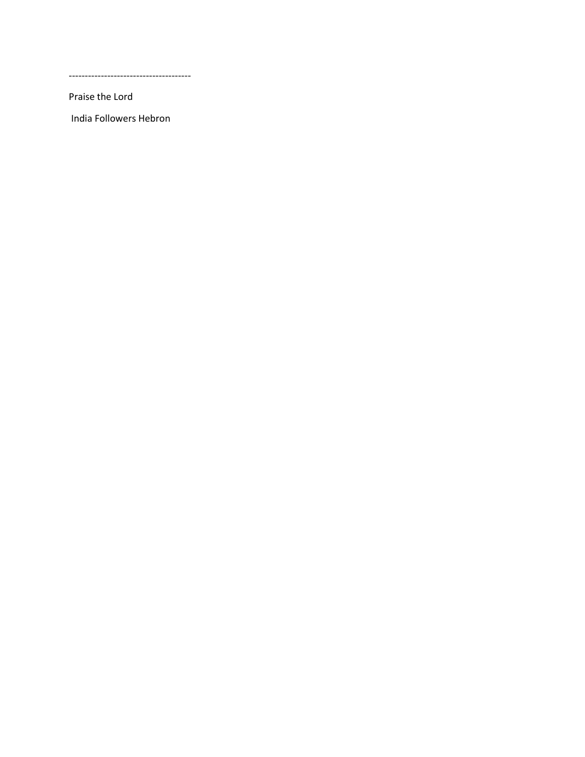-------------------------------------

Praise the Lord

India Followers Hebron